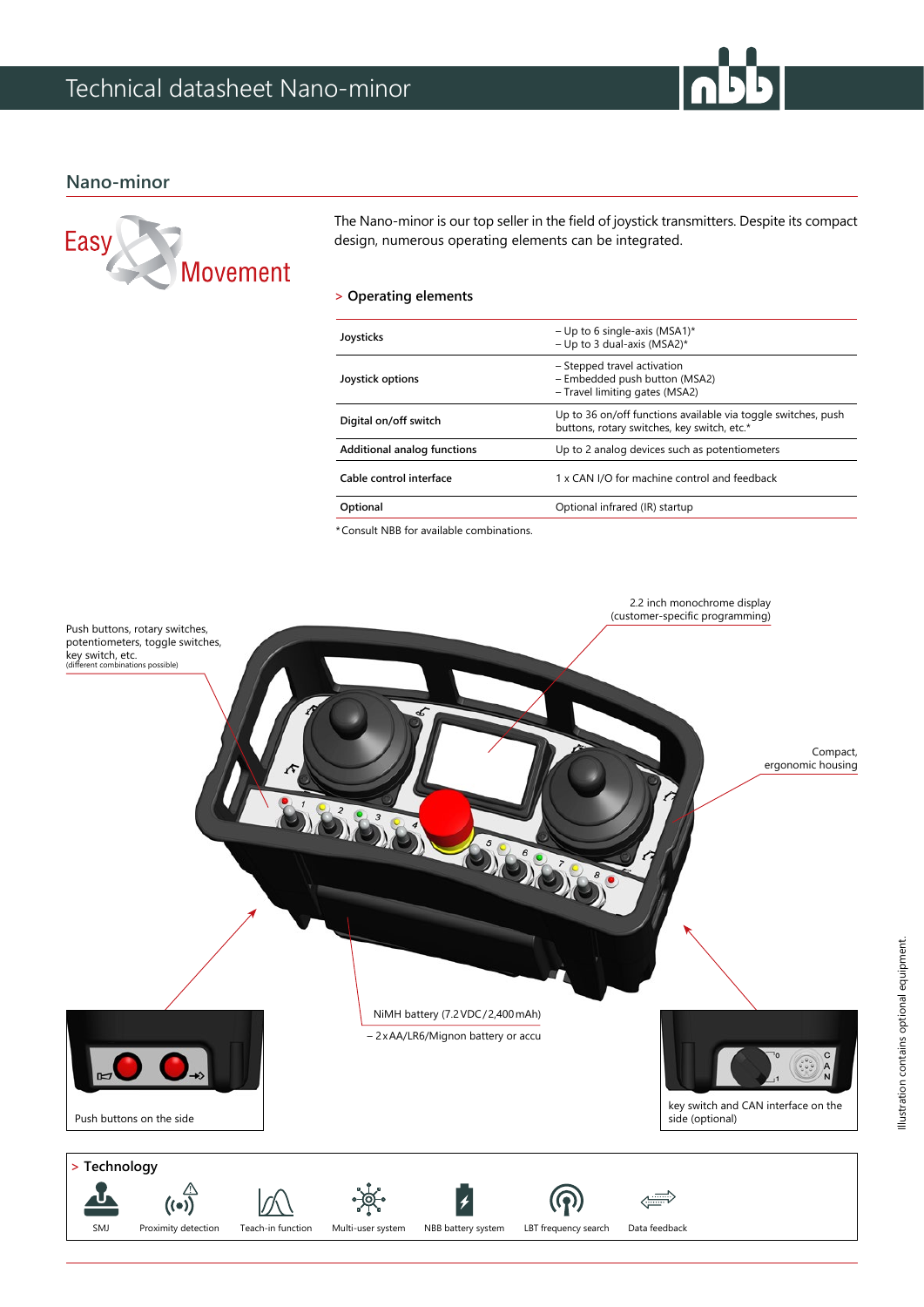# Technical datasheet Nano-minor

## Nano-minor

Easy Movement

The Nano-minor is our top seller in the field of joystick transmitters. Despite its compact design, numerous operating elements can be integrated.

### > Operating elements

| | |
|---|---|
| **Joysticks** | – Up to 6 single-axis (MSA1)*<br>– Up to 3 dual-axis (MSA2)* |
| **Joystick options** | – Stepped travel activation<br>– Embedded push button (MSA2)<br>– Travel limiting gates (MSA2) |
| **Digital on/off switch** | Up to 36 on/off functions available via toggle switches, push buttons, rotary switches, key switch, etc.* |
| **Additional analog functions** | Up to 2 analog devices such as potentiometers |
| **Cable control interface** | 1 x CAN I/O for machine control and feedback |
| **Optional** | Optional infrared (IR) startup |

*Consult NBB for available combinations.

Push buttons, rotary switches, potentiometers, toggle switches, key switch, etc.
(different combinations possible)

2.2 inch monochrome display
(customer-specific programming)

Compact, ergonomic housing

NiMH battery (7.2 VDC / 2,400 mAh)

– 2 x AA/LR6/Mignon battery or accu

Push buttons on the side

key switch and CAN interface on the side (optional)

Illustration contains optional equipment.

### > Technology

SMJ · Proximity detection · Teach-in function · Multi-user system · NBB battery system · LBT frequency search · Data feedback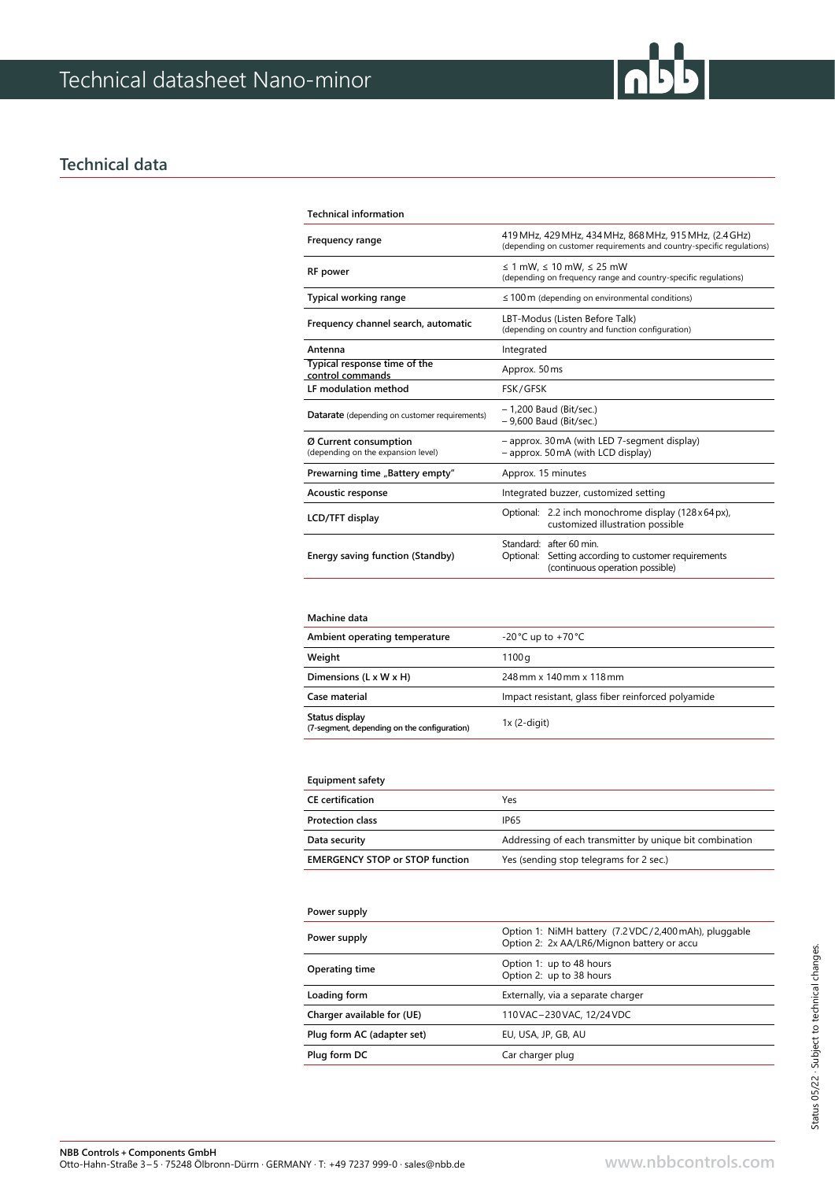# Technical datasheet Nano-minor

## Technical data

| Technical information | |
|---|---|
| Frequency range | 419 MHz, 429 MHz, 434 MHz, 868 MHz, 915 MHz, (2.4 GHz) (depending on customer requirements and country-specific regulations) |
| RF power | ≤ 1 mW, ≤ 10 mW, ≤ 25 mW (depending on frequency range and country-specific regulations) |
| Typical working range | ≤ 100 m (depending on environmental conditions) |
| Frequency channel search, automatic | LBT-Modus (Listen Before Talk) (depending on country and function configuration) |
| Antenna | Integrated |
| Typical response time of the control commands | Approx. 50 ms |
| LF modulation method | FSK / GFSK |
| Datarate (depending on customer requirements) | – 1,200 Baud (Bit/sec.)<br>– 9,600 Baud (Bit/sec.) |
| Ø Current consumption (depending on the expansion level) | – approx. 30 mA (with LED 7-segment display)<br>– approx. 50 mA (with LCD display) |
| Prewarning time „Battery empty“ | Approx. 15 minutes |
| Acoustic response | Integrated buzzer, customized setting |
| LCD/TFT display | Optional: 2.2 inch monochrome display (128 x 64 px), customized illustration possible |
| Energy saving function (Standby) | Standard: after 60 min.<br>Optional: Setting according to customer requirements (continuous operation possible) |

| Machine data | |
|---|---|
| Ambient operating temperature | -20 °C up to +70 °C |
| Weight | 1100 g |
| Dimensions (L x W x H) | 248 mm x 140 mm x 118 mm |
| Case material | Impact resistant, glass fiber reinforced polyamide |
| Status display (7-segment, depending on the configuration) | 1x (2-digit) |

| Equipment safety | |
|---|---|
| CE certification | Yes |
| Protection class | IP65 |
| Data security | Addressing of each transmitter by unique bit combination |
| EMERGENCY STOP or STOP function | Yes (sending stop telegrams for 2 sec.) |

| Power supply | |
|---|---|
| Power supply | Option 1: NiMH battery (7.2 VDC / 2,400 mAh), pluggable<br>Option 2: 2x AA/LR6/Mignon battery or accu |
| Operating time | Option 1: up to 48 hours<br>Option 2: up to 38 hours |
| Loading form | Externally, via a separate charger |
| Charger available for (UE) | 110 VAC – 230 VAC, 12/24 VDC |
| Plug form AC (adapter set) | EU, USA, JP, GB, AU |
| Plug form DC | Car charger plug |

Status 05/22 · Subject to technical changes.

**NBB Controls + Components GmbH**
Otto-Hahn-Straße 3 – 5 · 75248 Ölbronn-Dürrn · GERMANY · T: +49 7237 999-0 · sales@nbb.de

www.nbbcontrols.com